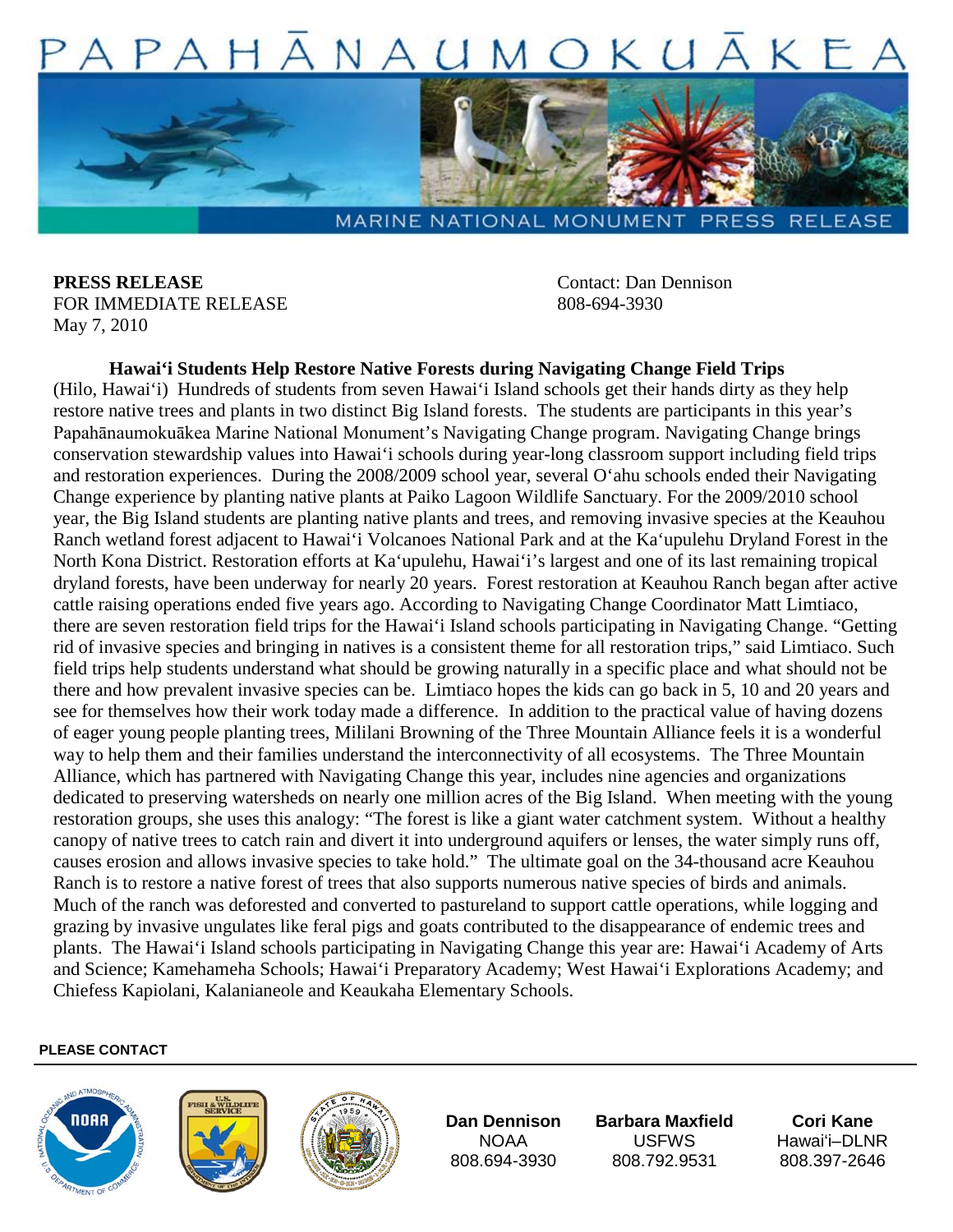# PAPAHĀNAUMOKUĀKEA

MARINE NATIONAL MONUMENT PRESS RELEASE

**PRESS RELEASE**
FOR IMMEDIATE RELEASE
May 7, 2010

Contact: Dan Dennison
808-694-3930

**Hawai'i Students Help Restore Native Forests during Navigating Change Field Trips**

(Hilo, Hawai'i) Hundreds of students from seven Hawai'i Island schools get their hands dirty as they help restore native trees and plants in two distinct Big Island forests. The students are participants in this year's Papahānaumokuākea Marine National Monument's Navigating Change program. Navigating Change brings conservation stewardship values into Hawai'i schools during year-long classroom support including field trips and restoration experiences. During the 2008/2009 school year, several O'ahu schools ended their Navigating Change experience by planting native plants at Paiko Lagoon Wildlife Sanctuary. For the 2009/2010 school year, the Big Island students are planting native plants and trees, and removing invasive species at the Keauhou Ranch wetland forest adjacent to Hawai'i Volcanoes National Park and at the Ka'upulehu Dryland Forest in the North Kona District. Restoration efforts at Ka'upulehu, Hawai'i's largest and one of its last remaining tropical dryland forests, have been underway for nearly 20 years. Forest restoration at Keauhou Ranch began after active cattle raising operations ended five years ago. According to Navigating Change Coordinator Matt Limtiaco, there are seven restoration field trips for the Hawai'i Island schools participating in Navigating Change. "Getting rid of invasive species and bringing in natives is a consistent theme for all restoration trips," said Limtiaco. Such field trips help students understand what should be growing naturally in a specific place and what should not be there and how prevalent invasive species can be. Limtiaco hopes the kids can go back in 5, 10 and 20 years and see for themselves how their work today made a difference. In addition to the practical value of having dozens of eager young people planting trees, Mililani Browning of the Three Mountain Alliance feels it is a wonderful way to help them and their families understand the interconnectivity of all ecosystems. The Three Mountain Alliance, which has partnered with Navigating Change this year, includes nine agencies and organizations dedicated to preserving watersheds on nearly one million acres of the Big Island. When meeting with the young restoration groups, she uses this analogy: "The forest is like a giant water catchment system. Without a healthy canopy of native trees to catch rain and divert it into underground aquifers or lenses, the water simply runs off, causes erosion and allows invasive species to take hold." The ultimate goal on the 34-thousand acre Keauhou Ranch is to restore a native forest of trees that also supports numerous native species of birds and animals. Much of the ranch was deforested and converted to pastureland to support cattle operations, while logging and grazing by invasive ungulates like feral pigs and goats contributed to the disappearance of endemic trees and plants. The Hawai'i Island schools participating in Navigating Change this year are: Hawai'i Academy of Arts and Science; Kamehameha Schools; Hawai'i Preparatory Academy; West Hawai'i Explorations Academy; and Chiefess Kapiolani, Kalanianeole and Keaukaha Elementary Schools.

**PLEASE CONTACT**

| Dan Dennison | Barbara Maxfield | Cori Kane |
|---|---|---|
| NOAA | USFWS | Hawai'i–DLNR |
| 808.694-3930 | 808.792.9531 | 808.397-2646 |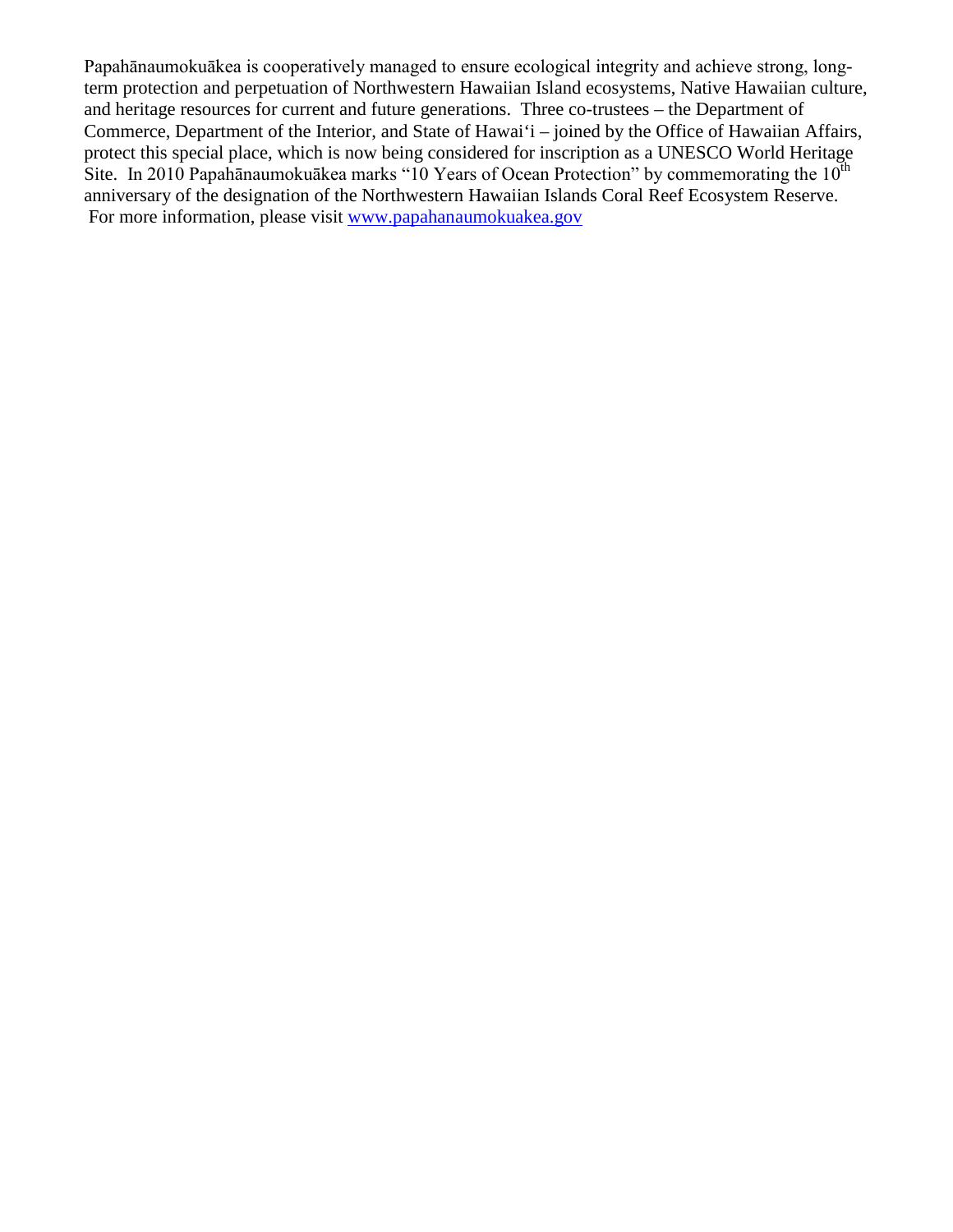Papahānaumokuākea is cooperatively managed to ensure ecological integrity and achieve strong, long-term protection and perpetuation of Northwestern Hawaiian Island ecosystems, Native Hawaiian culture, and heritage resources for current and future generations. Three co-trustees – the Department of Commerce, Department of the Interior, and State of Hawai'i – joined by the Office of Hawaiian Affairs, protect this special place, which is now being considered for inscription as a UNESCO World Heritage Site. In 2010 Papahānaumokuākea marks "10 Years of Ocean Protection" by commemorating the $10^{th}$ anniversary of the designation of the Northwestern Hawaiian Islands Coral Reef Ecosystem Reserve. For more information, please visit [www.papahanaumokuakea.gov](http://www.papahanaumokuakea.gov)